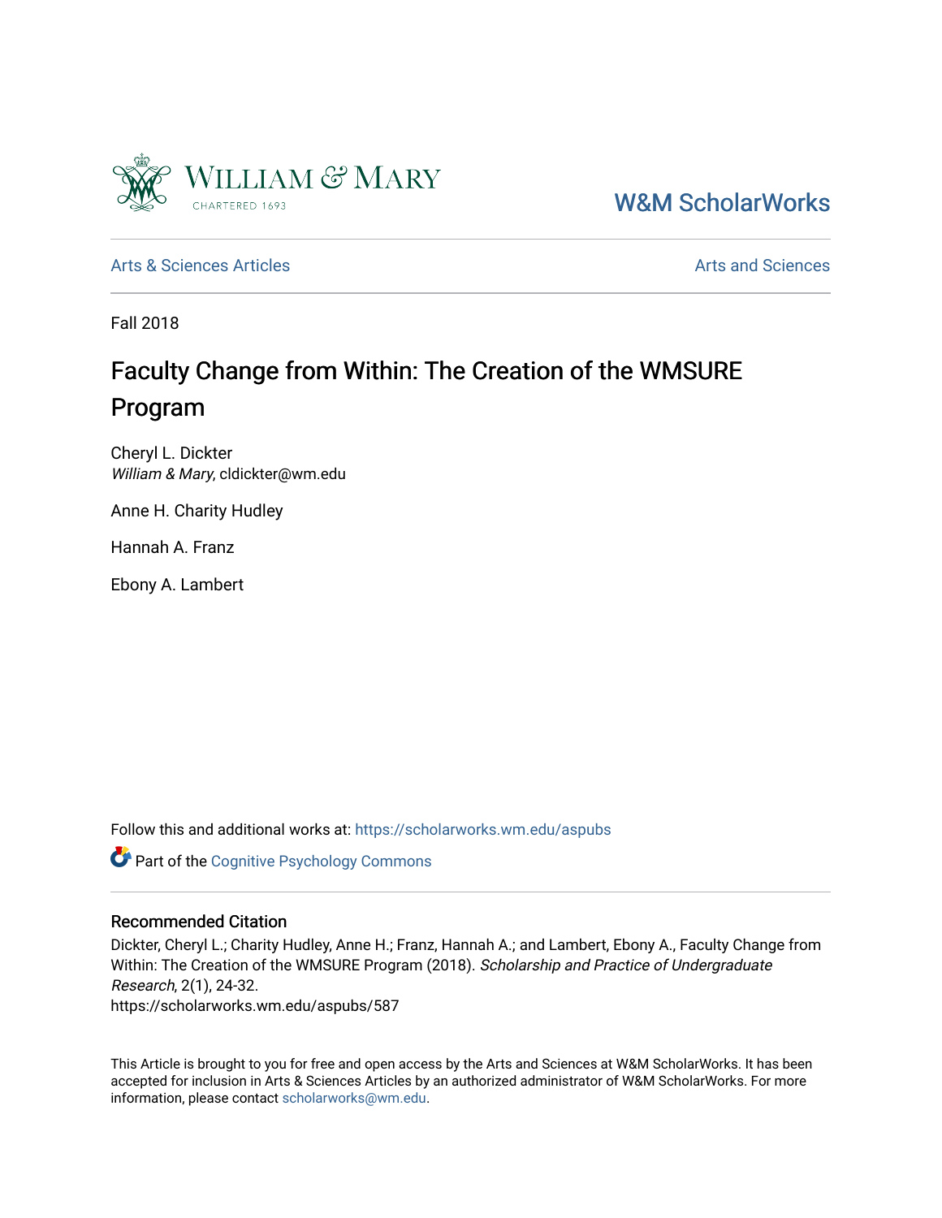W&M ScholarWorks

Arts & Sciences Articles

Arts and Sciences

Fall 2018

# Faculty Change from Within: The Creation of the WMSURE Program

Cheryl L. Dickter
*William & Mary*, cldickter@wm.edu

Anne H. Charity Hudley

Hannah A. Franz

Ebony A. Lambert

Follow this and additional works at: https://scholarworks.wm.edu/aspubs

Part of the Cognitive Psychology Commons

## Recommended Citation

Dickter, Cheryl L.; Charity Hudley, Anne H.; Franz, Hannah A.; and Lambert, Ebony A., Faculty Change from Within: The Creation of the WMSURE Program (2018). *Scholarship and Practice of Undergraduate Research*, 2(1), 24-32.
https://scholarworks.wm.edu/aspubs/587

This Article is brought to you for free and open access by the Arts and Sciences at W&M ScholarWorks. It has been accepted for inclusion in Arts & Sciences Articles by an authorized administrator of W&M ScholarWorks. For more information, please contact scholarworks@wm.edu.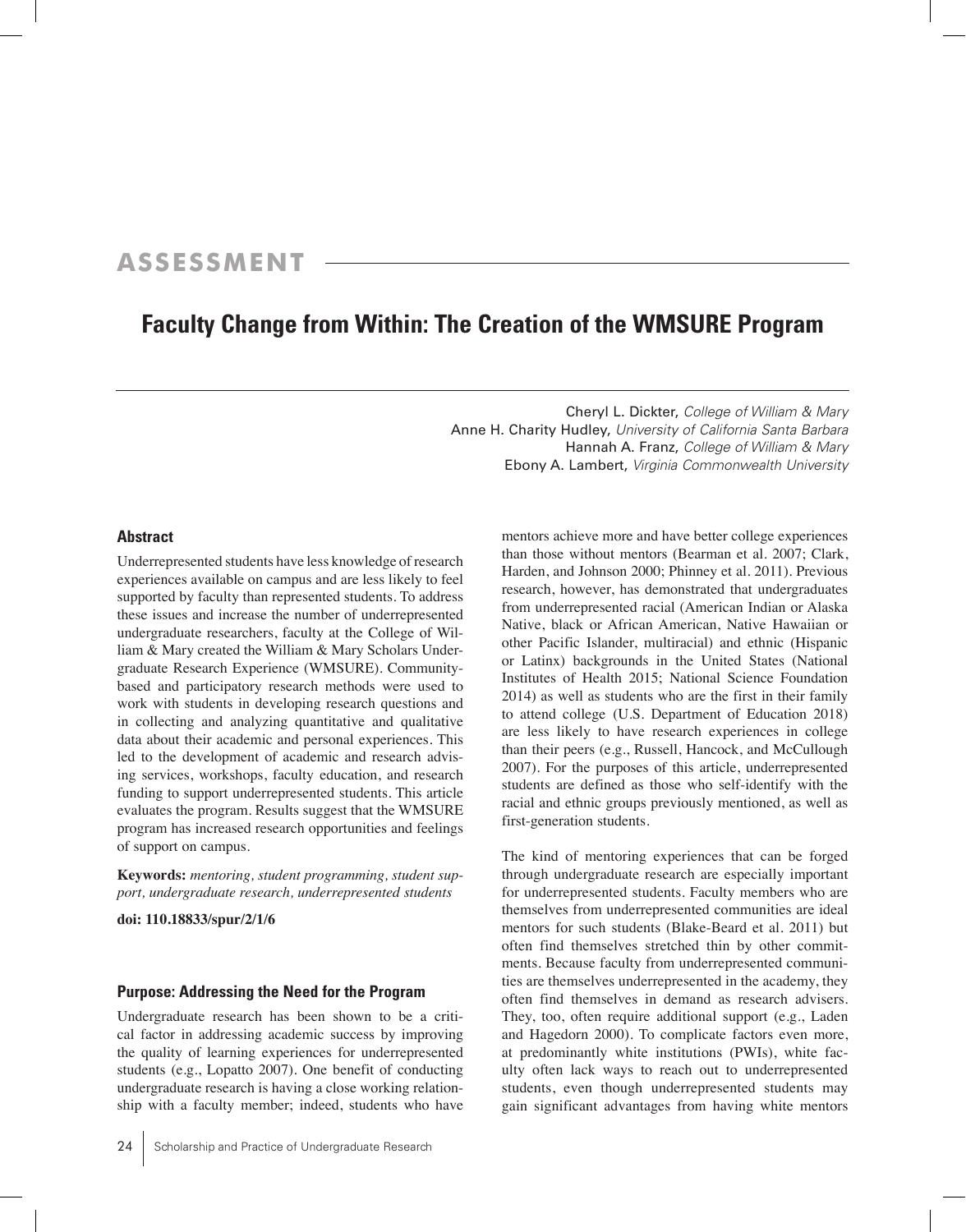## ASSESSMENT

# Faculty Change from Within: The Creation of the WMSURE Program

Cheryl L. Dickter, *College of William & Mary*
Anne H. Charity Hudley, *University of California Santa Barbara*
Hannah A. Franz, *College of William & Mary*
Ebony A. Lambert, *Virginia Commonwealth University*

### Abstract

Underrepresented students have less knowledge of research experiences available on campus and are less likely to feel supported by faculty than represented students. To address these issues and increase the number of underrepresented undergraduate researchers, faculty at the College of William & Mary created the William & Mary Scholars Undergraduate Research Experience (WMSURE). Community-based and participatory research methods were used to work with students in developing research questions and in collecting and analyzing quantitative and qualitative data about their academic and personal experiences. This led to the development of academic and research advising services, workshops, faculty education, and research funding to support underrepresented students. This article evaluates the program. Results suggest that the WMSURE program has increased research opportunities and feelings of support on campus.

**Keywords:** *mentoring, student programming, student support, undergraduate research, underrepresented students*

**doi: 110.18833/spur/2/1/6**

### Purpose: Addressing the Need for the Program

Undergraduate research has been shown to be a critical factor in addressing academic success by improving the quality of learning experiences for underrepresented students (e.g., Lopatto 2007). One benefit of conducting undergraduate research is having a close working relationship with a faculty member; indeed, students who have mentors achieve more and have better college experiences than those without mentors (Bearman et al. 2007; Clark, Harden, and Johnson 2000; Phinney et al. 2011). Previous research, however, has demonstrated that undergraduates from underrepresented racial (American Indian or Alaska Native, black or African American, Native Hawaiian or other Pacific Islander, multiracial) and ethnic (Hispanic or Latinx) backgrounds in the United States (National Institutes of Health 2015; National Science Foundation 2014) as well as students who are the first in their family to attend college (U.S. Department of Education 2018) are less likely to have research experiences in college than their peers (e.g., Russell, Hancock, and McCullough 2007). For the purposes of this article, underrepresented students are defined as those who self-identify with the racial and ethnic groups previously mentioned, as well as first-generation students.

The kind of mentoring experiences that can be forged through undergraduate research are especially important for underrepresented students. Faculty members who are themselves from underrepresented communities are ideal mentors for such students (Blake-Beard et al. 2011) but often find themselves stretched thin by other commitments. Because faculty from underrepresented communities are themselves underrepresented in the academy, they often find themselves in demand as research advisers. They, too, often require additional support (e.g., Laden and Hagedorn 2000). To complicate factors even more, at predominantly white institutions (PWIs), white faculty often lack ways to reach out to underrepresented students, even though underrepresented students may gain significant advantages from having white mentors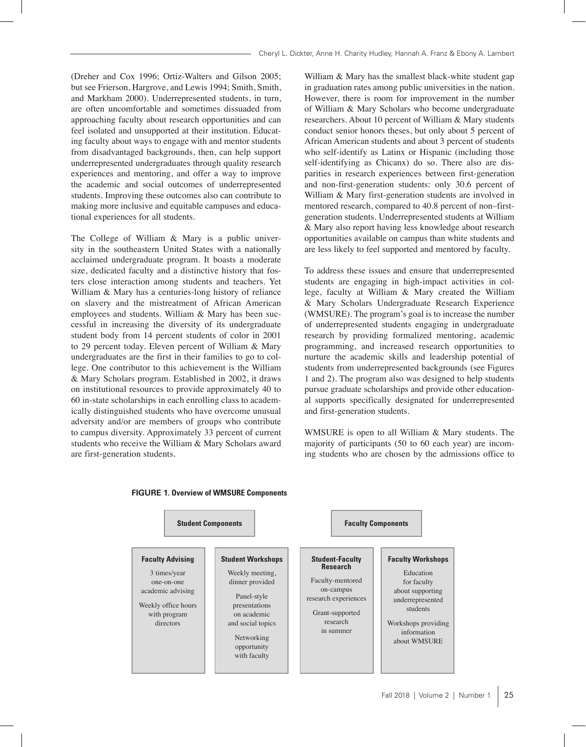(Dreher and Cox 1996; Ortiz-Walters and Gilson 2005; but see Frierson, Hargrove, and Lewis 1994; Smith, Smith, and Markham 2000). Underrepresented students, in turn, are often uncomfortable and sometimes dissuaded from approaching faculty about research opportunities and can feel isolated and unsupported at their institution. Educating faculty about ways to engage with and mentor students from disadvantaged backgrounds, then, can help support underrepresented undergraduates through quality research experiences and mentoring, and offer a way to improve the academic and social outcomes of underrepresented students. Improving these outcomes also can contribute to making more inclusive and equitable campuses and educational experiences for all students.

The College of William & Mary is a public university in the southeastern United States with a nationally acclaimed undergraduate program. It boasts a moderate size, dedicated faculty and a distinctive history that fosters close interaction among students and teachers. Yet William & Mary has a centuries-long history of reliance on slavery and the mistreatment of African American employees and students. William & Mary has been successful in increasing the diversity of its undergraduate student body from 14 percent students of color in 2001 to 29 percent today. Eleven percent of William & Mary undergraduates are the first in their families to go to college. One contributor to this achievement is the William & Mary Scholars program. Established in 2002, it draws on institutional resources to provide approximately 40 to 60 in-state scholarships in each enrolling class to academically distinguished students who have overcome unusual adversity and/or are members of groups who contribute to campus diversity. Approximately 33 percent of current students who receive the William & Mary Scholars award are first-generation students.

William & Mary has the smallest black-white student gap in graduation rates among public universities in the nation. However, there is room for improvement in the number of William & Mary Scholars who become undergraduate researchers. About 10 percent of William & Mary students conduct senior honors theses, but only about 5 percent of African American students and about 3 percent of students who self-identify as Latinx or Hispanic (including those self-identifying as Chicanx) do so. There also are disparities in research experiences between first-generation and non-first-generation students: only 30.6 percent of William & Mary first-generation students are involved in mentored research, compared to 40.8 percent of non–first-generation students. Underrepresented students at William & Mary also report having less knowledge about research opportunities available on campus than white students and are less likely to feel supported and mentored by faculty.

To address these issues and ensure that underrepresented students are engaging in high-impact activities in college, faculty at William & Mary created the William & Mary Scholars Undergraduate Research Experience (WMSURE). The program's goal is to increase the number of underrepresented students engaging in undergraduate research by providing formalized mentoring, academic programming, and increased research opportunities to nurture the academic skills and leadership potential of students from underrepresented backgrounds (see Figures 1 and 2). The program also was designed to help students pursue graduate scholarships and provide other educational supports specifically designated for underrepresented and first-generation students.

WMSURE is open to all William & Mary students. The majority of participants (50 to 60 each year) are incoming students who are chosen by the admissions office to

**FIGURE 1. Overview of WMSURE Components**

| Student Components | | Faculty Components | |
|---|---|---|---|
| **Faculty Advising** | **Student Workshops** | **Student-Faculty Research** | **Faculty Workshops** |
| 3 times/year one-on-one academic advising<br><br>Weekly office hours with program directors | Weekly meeting, dinner provided<br><br>Panel-style presentations on academic and social topics<br><br>Networking opportunity with faculty | Faculty-mentored on-campus research experiences<br><br>Grant-supported research in summer | Education for faculty about supporting underrepresented students<br><br>Workshops providing information about WMSURE |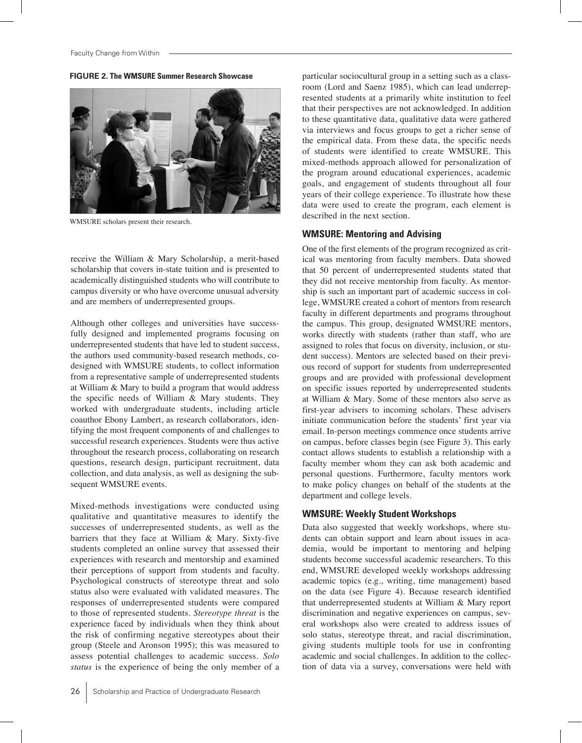**FIGURE 2. The WMSURE Summer Research Showcase**

WMSURE scholars present their research.

receive the William & Mary Scholarship, a merit-based scholarship that covers in-state tuition and is presented to academically distinguished students who will contribute to campus diversity or who have overcome unusual adversity and are members of underrepresented groups.

Although other colleges and universities have successfully designed and implemented programs focusing on underrepresented students that have led to student success, the authors used community-based research methods, co-designed with WMSURE students, to collect information from a representative sample of underrepresented students at William & Mary to build a program that would address the specific needs of William & Mary students. They worked with undergraduate students, including article coauthor Ebony Lambert, as research collaborators, identifying the most frequent components of and challenges to successful research experiences. Students were thus active throughout the research process, collaborating on research questions, research design, participant recruitment, data collection, and data analysis, as well as designing the subsequent WMSURE events.

Mixed-methods investigations were conducted using qualitative and quantitative measures to identify the successes of underrepresented students, as well as the barriers that they face at William & Mary. Sixty-five students completed an online survey that assessed their experiences with research and mentorship and examined their perceptions of support from students and faculty. Psychological constructs of stereotype threat and solo status also were evaluated with validated measures. The responses of underrepresented students were compared to those of represented students. *Stereotype threat* is the experience faced by individuals when they think about the risk of confirming negative stereotypes about their group (Steele and Aronson 1995); this was measured to assess potential challenges to academic success. *Solo status* is the experience of being the only member of a particular sociocultural group in a setting such as a classroom (Lord and Saenz 1985), which can lead underrepresented students at a primarily white institution to feel that their perspectives are not acknowledged. In addition to these quantitative data, qualitative data were gathered via interviews and focus groups to get a richer sense of the empirical data. From these data, the specific needs of students were identified to create WMSURE. This mixed-methods approach allowed for personalization of the program around educational experiences, academic goals, and engagement of students throughout all four years of their college experience. To illustrate how these data were used to create the program, each element is described in the next section.

### WMSURE: Mentoring and Advising

One of the first elements of the program recognized as critical was mentoring from faculty members. Data showed that 50 percent of underrepresented students stated that they did not receive mentorship from faculty. As mentorship is such an important part of academic success in college, WMSURE created a cohort of mentors from research faculty in different departments and programs throughout the campus. This group, designated WMSURE mentors, works directly with students (rather than staff, who are assigned to roles that focus on diversity, inclusion, or student success). Mentors are selected based on their previous record of support for students from underrepresented groups and are provided with professional development on specific issues reported by underrepresented students at William & Mary. Some of these mentors also serve as first-year advisers to incoming scholars. These advisers initiate communication before the students' first year via email. In-person meetings commence once students arrive on campus, before classes begin (see Figure 3). This early contact allows students to establish a relationship with a faculty member whom they can ask both academic and personal questions. Furthermore, faculty mentors work to make policy changes on behalf of the students at the department and college levels.

### WMSURE: Weekly Student Workshops

Data also suggested that weekly workshops, where students can obtain support and learn about issues in academia, would be important to mentoring and helping students become successful academic researchers. To this end, WMSURE developed weekly workshops addressing academic topics (e.g., writing, time management) based on the data (see Figure 4). Because research identified that underrepresented students at William & Mary report discrimination and negative experiences on campus, several workshops also were created to address issues of solo status, stereotype threat, and racial discrimination, giving students multiple tools for use in confronting academic and social challenges. In addition to the collection of data via a survey, conversations were held with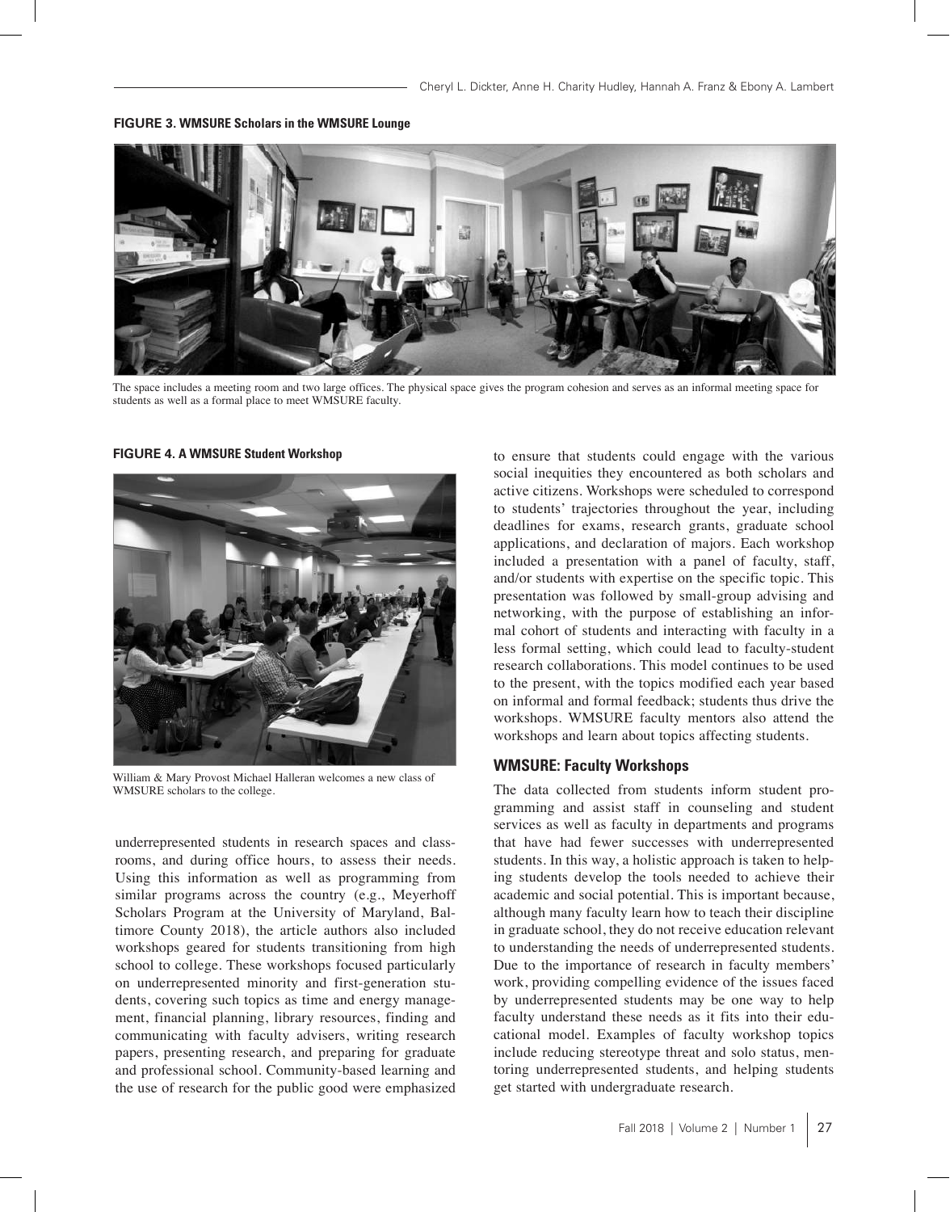**FIGURE 3. WMSURE Scholars in the WMSURE Lounge**

The space includes a meeting room and two large offices. The physical space gives the program cohesion and serves as an informal meeting space for students as well as a formal place to meet WMSURE faculty.

**FIGURE 4. A WMSURE Student Workshop**

William & Mary Provost Michael Halleran welcomes a new class of WMSURE scholars to the college.

underrepresented students in research spaces and classrooms, and during office hours, to assess their needs. Using this information as well as programming from similar programs across the country (e.g., Meyerhoff Scholars Program at the University of Maryland, Baltimore County 2018), the article authors also included workshops geared for students transitioning from high school to college. These workshops focused particularly on underrepresented minority and first-generation students, covering such topics as time and energy management, financial planning, library resources, finding and communicating with faculty advisers, writing research papers, presenting research, and preparing for graduate and professional school. Community-based learning and the use of research for the public good were emphasized to ensure that students could engage with the various social inequities they encountered as both scholars and active citizens. Workshops were scheduled to correspond to students' trajectories throughout the year, including deadlines for exams, research grants, graduate school applications, and declaration of majors. Each workshop included a presentation with a panel of faculty, staff, and/or students with expertise on the specific topic. This presentation was followed by small-group advising and networking, with the purpose of establishing an informal cohort of students and interacting with faculty in a less formal setting, which could lead to faculty-student research collaborations. This model continues to be used to the present, with the topics modified each year based on informal and formal feedback; students thus drive the workshops. WMSURE faculty mentors also attend the workshops and learn about topics affecting students.

### WMSURE: Faculty Workshops

The data collected from students inform student programming and assist staff in counseling and student services as well as faculty in departments and programs that have had fewer successes with underrepresented students. In this way, a holistic approach is taken to helping students develop the tools needed to achieve their academic and social potential. This is important because, although many faculty learn how to teach their discipline in graduate school, they do not receive education relevant to understanding the needs of underrepresented students. Due to the importance of research in faculty members' work, providing compelling evidence of the issues faced by underrepresented students may be one way to help faculty understand these needs as it fits into their educational model. Examples of faculty workshop topics include reducing stereotype threat and solo status, mentoring underrepresented students, and helping students get started with undergraduate research.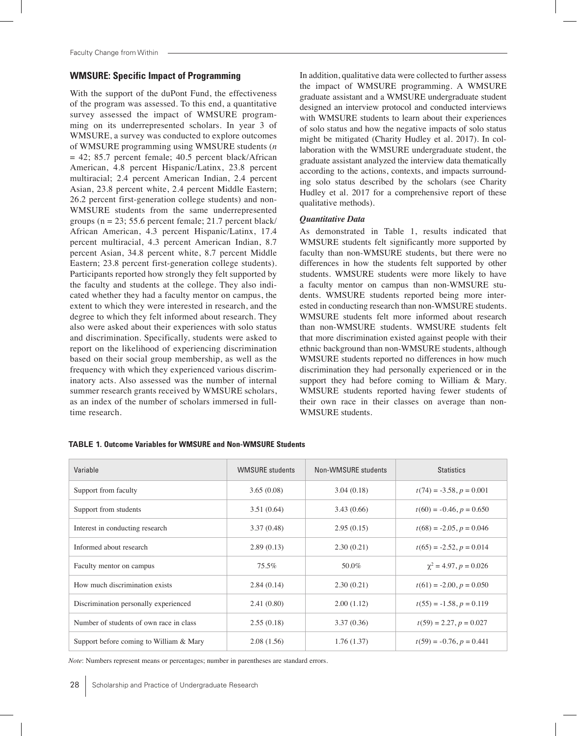## WMSURE: Specific Impact of Programming

With the support of the duPont Fund, the effectiveness of the program was assessed. To this end, a quantitative survey assessed the impact of WMSURE programming on its underrepresented scholars. In year 3 of WMSURE, a survey was conducted to explore outcomes of WMSURE programming using WMSURE students ($n = 42$; 85.7 percent female; 40.5 percent black/African American, 4.8 percent Hispanic/Latinx, 23.8 percent multiracial; 2.4 percent American Indian, 2.4 percent Asian, 23.8 percent white, 2.4 percent Middle Eastern; 26.2 percent first-generation college students) and non-WMSURE students from the same underrepresented groups ($n = 23$; 55.6 percent female; 21.7 percent black/African American, 4.3 percent Hispanic/Latinx, 17.4 percent multiracial, 4.3 percent American Indian, 8.7 percent Asian, 34.8 percent white, 8.7 percent Middle Eastern; 23.8 percent first-generation college students). Participants reported how strongly they felt supported by the faculty and students at the college. They also indicated whether they had a faculty mentor on campus, the extent to which they were interested in research, and the degree to which they felt informed about research. They also were asked about their experiences with solo status and discrimination. Specifically, students were asked to report on the likelihood of experiencing discrimination based on their social group membership, as well as the frequency with which they experienced various discriminatory acts. Also assessed was the number of internal summer research grants received by WMSURE scholars, as an index of the number of scholars immersed in full-time research.

In addition, qualitative data were collected to further assess the impact of WMSURE programming. A WMSURE graduate assistant and a WMSURE undergraduate student designed an interview protocol and conducted interviews with WMSURE students to learn about their experiences of solo status and how the negative impacts of solo status might be mitigated (Charity Hudley et al. 2017). In collaboration with the WMSURE undergraduate student, the graduate assistant analyzed the interview data thematically according to the actions, contexts, and impacts surrounding solo status described by the scholars (see Charity Hudley et al. 2017 for a comprehensive report of these qualitative methods).

### *Quantitative Data*

As demonstrated in Table 1, results indicated that WMSURE students felt significantly more supported by faculty than non-WMSURE students, but there were no differences in how the students felt supported by other students. WMSURE students were more likely to have a faculty mentor on campus than non-WMSURE students. WMSURE students reported being more interested in conducting research than non-WMSURE students. WMSURE students felt more informed about research than non-WMSURE students. WMSURE students felt that more discrimination existed against people with their ethnic background than non-WMSURE students, although WMSURE students reported no differences in how much discrimination they had personally experienced or in the support they had before coming to William & Mary. WMSURE students reported having fewer students of their own race in their classes on average than non-WMSURE students.

**TABLE 1. Outcome Variables for WMSURE and Non-WMSURE Students**

| Variable | WMSURE students | Non-WMSURE students | Statistics |
|---|---|---|---|
| Support from faculty | 3.65 (0.08) | 3.04 (0.18) | $t(74) = -3.58, p = 0.001$ |
| Support from students | 3.51 (0.64) | 3.43 (0.66) | $t(60) = -0.46, p = 0.650$ |
| Interest in conducting research | 3.37 (0.48) | 2.95 (0.15) | $t(68) = -2.05, p = 0.046$ |
| Informed about research | 2.89 (0.13) | 2.30 (0.21) | $t(65) = -2.52, p = 0.014$ |
| Faculty mentor on campus | 75.5% | 50.0% | $\chi^2 = 4.97, p = 0.026$ |
| How much discrimination exists | 2.84 (0.14) | 2.30 (0.21) | $t(61) = -2.00, p = 0.050$ |
| Discrimination personally experienced | 2.41 (0.80) | 2.00 (1.12) | $t(55) = -1.58, p = 0.119$ |
| Number of students of own race in class | 2.55 (0.18) | 3.37 (0.36) | $t(59) = 2.27, p = 0.027$ |
| Support before coming to William & Mary | 2.08 (1.56) | 1.76 (1.37) | $t(59) = -0.76, p = 0.441$ |

*Note*: Numbers represent means or percentages; number in parentheses are standard errors.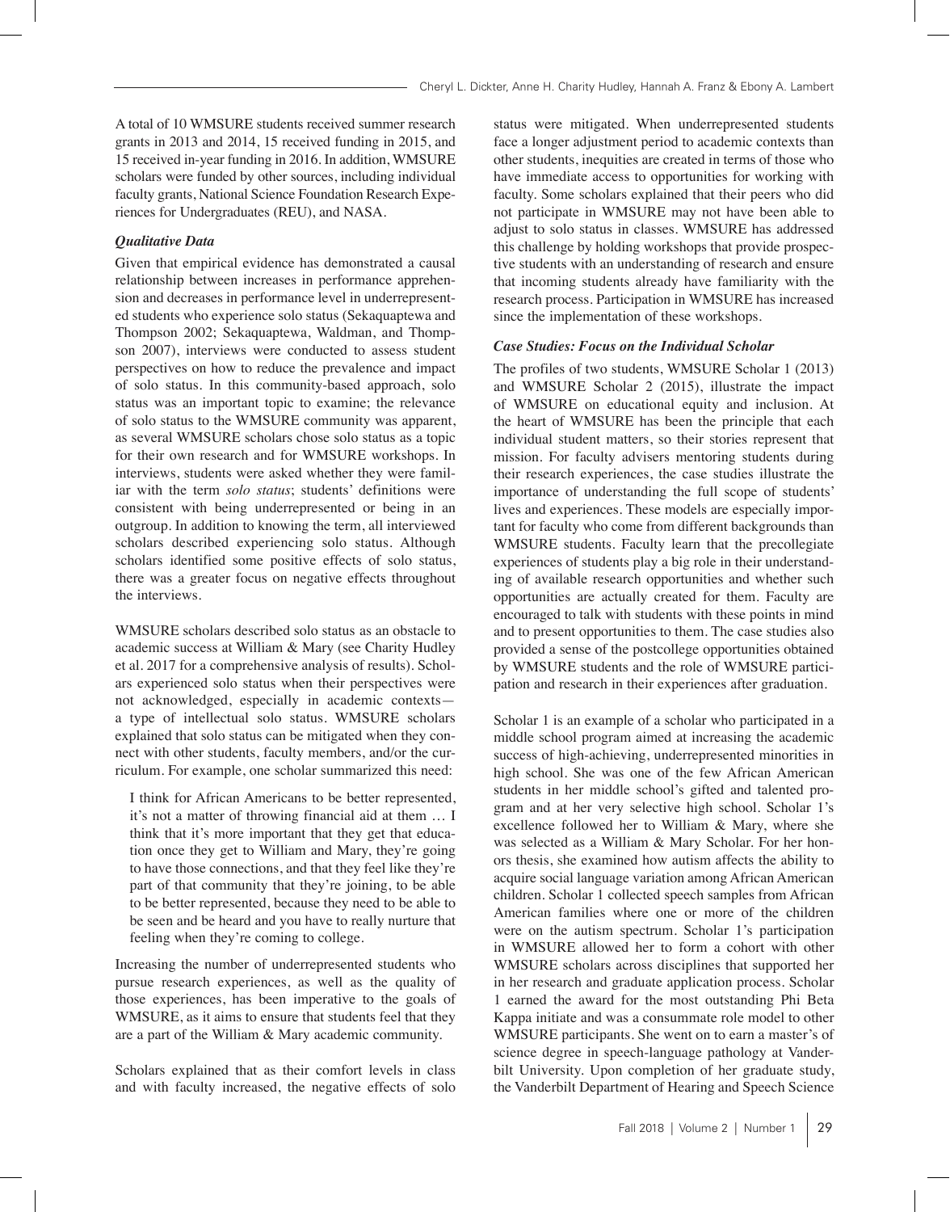A total of 10 WMSURE students received summer research grants in 2013 and 2014, 15 received funding in 2015, and 15 received in-year funding in 2016. In addition, WMSURE scholars were funded by other sources, including individual faculty grants, National Science Foundation Research Experiences for Undergraduates (REU), and NASA.

### *Qualitative Data*

Given that empirical evidence has demonstrated a causal relationship between increases in performance apprehension and decreases in performance level in underrepresented students who experience solo status (Sekaquaptewa and Thompson 2002; Sekaquaptewa, Waldman, and Thompson 2007), interviews were conducted to assess student perspectives on how to reduce the prevalence and impact of solo status. In this community-based approach, solo status was an important topic to examine; the relevance of solo status to the WMSURE community was apparent, as several WMSURE scholars chose solo status as a topic for their own research and for WMSURE workshops. In interviews, students were asked whether they were familiar with the term *solo status*; students' definitions were consistent with being underrepresented or being in an outgroup. In addition to knowing the term, all interviewed scholars described experiencing solo status. Although scholars identified some positive effects of solo status, there was a greater focus on negative effects throughout the interviews.

WMSURE scholars described solo status as an obstacle to academic success at William & Mary (see Charity Hudley et al. 2017 for a comprehensive analysis of results). Scholars experienced solo status when their perspectives were not acknowledged, especially in academic contexts—a type of intellectual solo status. WMSURE scholars explained that solo status can be mitigated when they connect with other students, faculty members, and/or the curriculum. For example, one scholar summarized this need:

> I think for African Americans to be better represented, it's not a matter of throwing financial aid at them … I think that it's more important that they get that education once they get to William and Mary, they're going to have those connections, and that they feel like they're part of that community that they're joining, to be able to be better represented, because they need to be able to be seen and be heard and you have to really nurture that feeling when they're coming to college.

Increasing the number of underrepresented students who pursue research experiences, as well as the quality of those experiences, has been imperative to the goals of WMSURE, as it aims to ensure that students feel that they are a part of the William & Mary academic community.

Scholars explained that as their comfort levels in class and with faculty increased, the negative effects of solo status were mitigated. When underrepresented students face a longer adjustment period to academic contexts than other students, inequities are created in terms of those who have immediate access to opportunities for working with faculty. Some scholars explained that their peers who did not participate in WMSURE may not have been able to adjust to solo status in classes. WMSURE has addressed this challenge by holding workshops that provide prospective students with an understanding of research and ensure that incoming students already have familiarity with the research process. Participation in WMSURE has increased since the implementation of these workshops.

### *Case Studies: Focus on the Individual Scholar*

The profiles of two students, WMSURE Scholar 1 (2013) and WMSURE Scholar 2 (2015), illustrate the impact of WMSURE on educational equity and inclusion. At the heart of WMSURE has been the principle that each individual student matters, so their stories represent that mission. For faculty advisers mentoring students during their research experiences, the case studies illustrate the importance of understanding the full scope of students' lives and experiences. These models are especially important for faculty who come from different backgrounds than WMSURE students. Faculty learn that the precollegiate experiences of students play a big role in their understanding of available research opportunities and whether such opportunities are actually created for them. Faculty are encouraged to talk with students with these points in mind and to present opportunities to them. The case studies also provided a sense of the postcollege opportunities obtained by WMSURE students and the role of WMSURE participation and research in their experiences after graduation.

Scholar 1 is an example of a scholar who participated in a middle school program aimed at increasing the academic success of high-achieving, underrepresented minorities in high school. She was one of the few African American students in her middle school's gifted and talented program and at her very selective high school. Scholar 1's excellence followed her to William & Mary, where she was selected as a William & Mary Scholar. For her honors thesis, she examined how autism affects the ability to acquire social language variation among African American children. Scholar 1 collected speech samples from African American families where one or more of the children were on the autism spectrum. Scholar 1's participation in WMSURE allowed her to form a cohort with other WMSURE scholars across disciplines that supported her in her research and graduate application process. Scholar 1 earned the award for the most outstanding Phi Beta Kappa initiate and was a consummate role model to other WMSURE participants. She went on to earn a master's of science degree in speech-language pathology at Vanderbilt University. Upon completion of her graduate study, the Vanderbilt Department of Hearing and Speech Science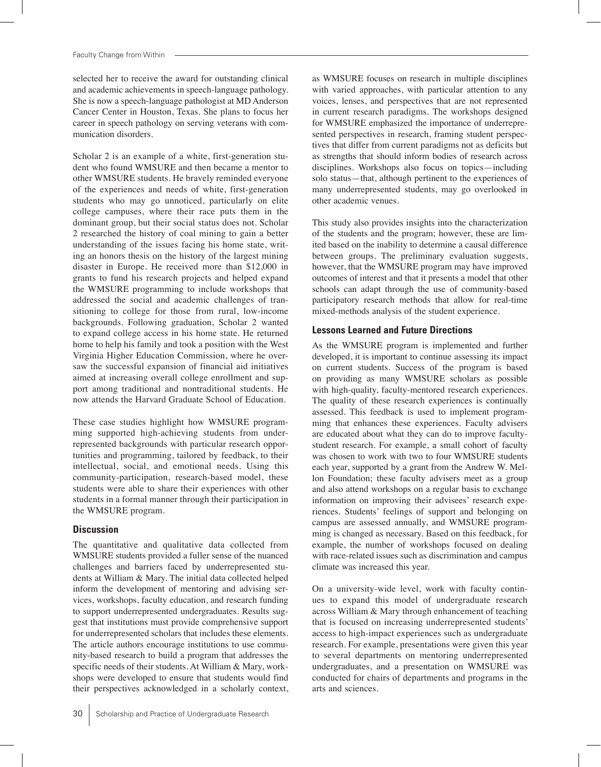selected her to receive the award for outstanding clinical and academic achievements in speech-language pathology. She is now a speech-language pathologist at MD Anderson Cancer Center in Houston, Texas. She plans to focus her career in speech pathology on serving veterans with communication disorders.

Scholar 2 is an example of a white, first-generation student who found WMSURE and then became a mentor to other WMSURE students. He bravely reminded everyone of the experiences and needs of white, first-generation students who may go unnoticed, particularly on elite college campuses, where their race puts them in the dominant group, but their social status does not. Scholar 2 researched the history of coal mining to gain a better understanding of the issues facing his home state, writing an honors thesis on the history of the largest mining disaster in Europe. He received more than $12,000 in grants to fund his research projects and helped expand the WMSURE programming to include workshops that addressed the social and academic challenges of transitioning to college for those from rural, low-income backgrounds. Following graduation, Scholar 2 wanted to expand college access in his home state. He returned home to help his family and took a position with the West Virginia Higher Education Commission, where he oversaw the successful expansion of financial aid initiatives aimed at increasing overall college enrollment and support among traditional and nontraditional students. He now attends the Harvard Graduate School of Education.

These case studies highlight how WMSURE programming supported high-achieving students from underrepresented backgrounds with particular research opportunities and programming, tailored by feedback, to their intellectual, social, and emotional needs. Using this community-participation, research-based model, these students were able to share their experiences with other students in a formal manner through their participation in the WMSURE program.

## Discussion

The quantitative and qualitative data collected from WMSURE students provided a fuller sense of the nuanced challenges and barriers faced by underrepresented students at William & Mary. The initial data collected helped inform the development of mentoring and advising services, workshops, faculty education, and research funding to support underrepresented undergraduates. Results suggest that institutions must provide comprehensive support for underrepresented scholars that includes these elements. The article authors encourage institutions to use community-based research to build a program that addresses the specific needs of their students. At William & Mary, workshops were developed to ensure that students would find their perspectives acknowledged in a scholarly context, as WMSURE focuses on research in multiple disciplines with varied approaches, with particular attention to any voices, lenses, and perspectives that are not represented in current research paradigms. The workshops designed for WMSURE emphasized the importance of underrepresented perspectives in research, framing student perspectives that differ from current paradigms not as deficits but as strengths that should inform bodies of research across disciplines. Workshops also focus on topics—including solo status—that, although pertinent to the experiences of many underrepresented students, may go overlooked in other academic venues.

This study also provides insights into the characterization of the students and the program; however, these are limited based on the inability to determine a causal difference between groups. The preliminary evaluation suggests, however, that the WMSURE program may have improved outcomes of interest and that it presents a model that other schools can adapt through the use of community-based participatory research methods that allow for real-time mixed-methods analysis of the student experience.

## Lessons Learned and Future Directions

As the WMSURE program is implemented and further developed, it is important to continue assessing its impact on current students. Success of the program is based on providing as many WMSURE scholars as possible with high-quality, faculty-mentored research experiences. The quality of these research experiences is continually assessed. This feedback is used to implement programming that enhances these experiences. Faculty advisers are educated about what they can do to improve faculty-student research. For example, a small cohort of faculty was chosen to work with two to four WMSURE students each year, supported by a grant from the Andrew W. Mellon Foundation; these faculty advisers meet as a group and also attend workshops on a regular basis to exchange information on improving their advisees' research experiences. Students' feelings of support and belonging on campus are assessed annually, and WMSURE programming is changed as necessary. Based on this feedback, for example, the number of workshops focused on dealing with race-related issues such as discrimination and campus climate was increased this year.

On a university-wide level, work with faculty continues to expand this model of undergraduate research across William & Mary through enhancement of teaching that is focused on increasing underrepresented students' access to high-impact experiences such as undergraduate research. For example, presentations were given this year to several departments on mentoring underrepresented undergraduates, and a presentation on WMSURE was conducted for chairs of departments and programs in the arts and sciences.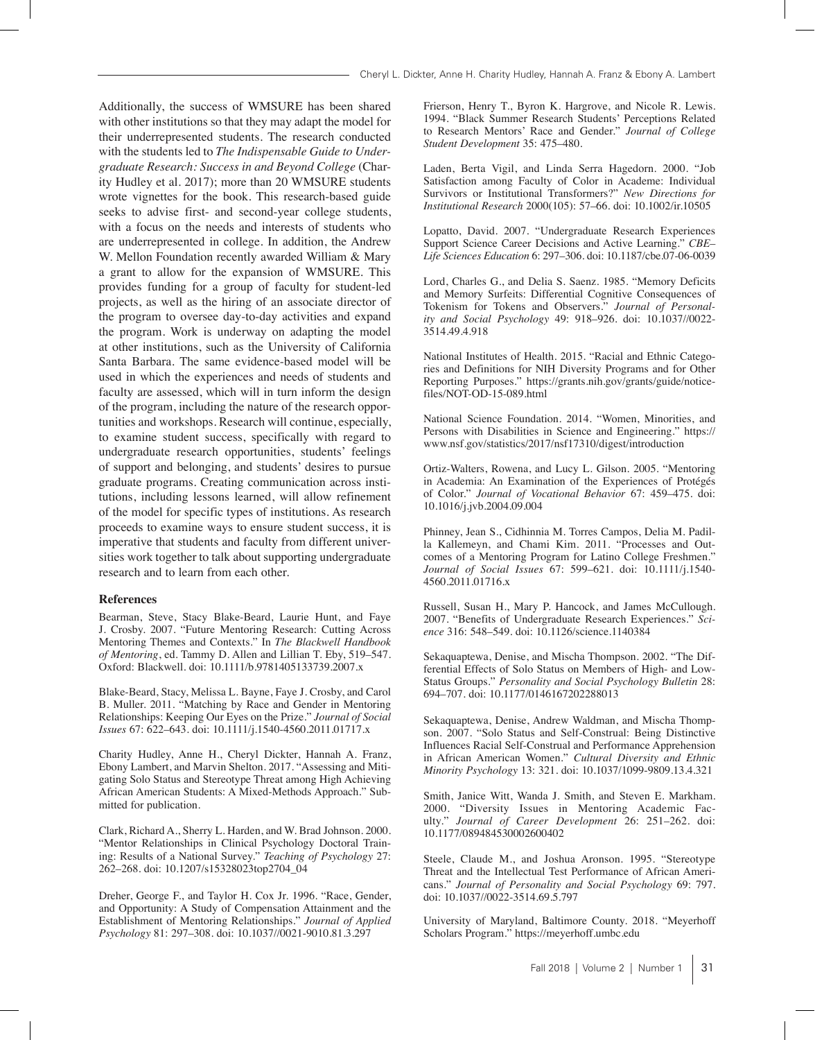Additionally, the success of WMSURE has been shared with other institutions so that they may adapt the model for their underrepresented students. The research conducted with the students led to *The Indispensable Guide to Undergraduate Research: Success in and Beyond College* (Charity Hudley et al. 2017); more than 20 WMSURE students wrote vignettes for the book. This research-based guide seeks to advise first- and second-year college students, with a focus on the needs and interests of students who are underrepresented in college. In addition, the Andrew W. Mellon Foundation recently awarded William & Mary a grant to allow for the expansion of WMSURE. This provides funding for a group of faculty for student-led projects, as well as the hiring of an associate director of the program to oversee day-to-day activities and expand the program. Work is underway on adapting the model at other institutions, such as the University of California Santa Barbara. The same evidence-based model will be used in which the experiences and needs of students and faculty are assessed, which will in turn inform the design of the program, including the nature of the research opportunities and workshops. Research will continue, especially, to examine student success, specifically with regard to undergraduate research opportunities, students' feelings of support and belonging, and students' desires to pursue graduate programs. Creating communication across institutions, including lessons learned, will allow refinement of the model for specific types of institutions. As research proceeds to examine ways to ensure student success, it is imperative that students and faculty from different universities work together to talk about supporting undergraduate research and to learn from each other.

## References

Bearman, Steve, Stacy Blake-Beard, Laurie Hunt, and Faye J. Crosby. 2007. "Future Mentoring Research: Cutting Across Mentoring Themes and Contexts." In *The Blackwell Handbook of Mentoring*, ed. Tammy D. Allen and Lillian T. Eby, 519–547. Oxford: Blackwell. doi: 10.1111/b.9781405133739.2007.x

Blake-Beard, Stacy, Melissa L. Bayne, Faye J. Crosby, and Carol B. Muller. 2011. "Matching by Race and Gender in Mentoring Relationships: Keeping Our Eyes on the Prize." *Journal of Social Issues* 67: 622–643. doi: 10.1111/j.1540-4560.2011.01717.x

Charity Hudley, Anne H., Cheryl Dickter, Hannah A. Franz, Ebony Lambert, and Marvin Shelton. 2017. "Assessing and Mitigating Solo Status and Stereotype Threat among High Achieving African American Students: A Mixed-Methods Approach." Submitted for publication.

Clark, Richard A., Sherry L. Harden, and W. Brad Johnson. 2000. "Mentor Relationships in Clinical Psychology Doctoral Training: Results of a National Survey." *Teaching of Psychology* 27: 262–268. doi: 10.1207/s15328023top2704_04

Dreher, George F., and Taylor H. Cox Jr. 1996. "Race, Gender, and Opportunity: A Study of Compensation Attainment and the Establishment of Mentoring Relationships." *Journal of Applied Psychology* 81: 297–308. doi: 10.1037//0021-9010.81.3.297

Frierson, Henry T., Byron K. Hargrove, and Nicole R. Lewis. 1994. "Black Summer Research Students' Perceptions Related to Research Mentors' Race and Gender." *Journal of College Student Development* 35: 475–480.

Laden, Berta Vigil, and Linda Serra Hagedorn. 2000. "Job Satisfaction among Faculty of Color in Academe: Individual Survivors or Institutional Transformers?" *New Directions for Institutional Research* 2000(105): 57–66. doi: 10.1002/ir.10505

Lopatto, David. 2007. "Undergraduate Research Experiences Support Science Career Decisions and Active Learning." *CBE–Life Sciences Education* 6: 297–306. doi: 10.1187/cbe.07-06-0039

Lord, Charles G., and Delia S. Saenz. 1985. "Memory Deficits and Memory Surfeits: Differential Cognitive Consequences of Tokenism for Tokens and Observers." *Journal of Personality and Social Psychology* 49: 918–926. doi: 10.1037//0022-3514.49.4.918

National Institutes of Health. 2015. "Racial and Ethnic Categories and Definitions for NIH Diversity Programs and for Other Reporting Purposes." https://grants.nih.gov/grants/guide/notice-files/NOT-OD-15-089.html

National Science Foundation. 2014. "Women, Minorities, and Persons with Disabilities in Science and Engineering." https://www.nsf.gov/statistics/2017/nsf17310/digest/introduction

Ortiz-Walters, Rowena, and Lucy L. Gilson. 2005. "Mentoring in Academia: An Examination of the Experiences of Protégés of Color." *Journal of Vocational Behavior* 67: 459–475. doi: 10.1016/j.jvb.2004.09.004

Phinney, Jean S., Cidhinnia M. Torres Campos, Delia M. Padilla Kallemeyn, and Chami Kim. 2011. "Processes and Outcomes of a Mentoring Program for Latino College Freshmen." *Journal of Social Issues* 67: 599–621. doi: 10.1111/j.1540-4560.2011.01716.x

Russell, Susan H., Mary P. Hancock, and James McCullough. 2007. "Benefits of Undergraduate Research Experiences." *Science* 316: 548–549. doi: 10.1126/science.1140384

Sekaquaptewa, Denise, and Mischa Thompson. 2002. "The Differential Effects of Solo Status on Members of High- and Low-Status Groups." *Personality and Social Psychology Bulletin* 28: 694–707. doi: 10.1177/0146167202288013

Sekaquaptewa, Denise, Andrew Waldman, and Mischa Thompson. 2007. "Solo Status and Self-Construal: Being Distinctive Influences Racial Self-Construal and Performance Apprehension in African American Women." *Cultural Diversity and Ethnic Minority Psychology* 13: 321. doi: 10.1037/1099-9809.13.4.321

Smith, Janice Witt, Wanda J. Smith, and Steven E. Markham. 2000. "Diversity Issues in Mentoring Academic Faculty." *Journal of Career Development* 26: 251–262. doi: 10.1177/089484530002600402

Steele, Claude M., and Joshua Aronson. 1995. "Stereotype Threat and the Intellectual Test Performance of African Americans." *Journal of Personality and Social Psychology* 69: 797. doi: 10.1037//0022-3514.69.5.797

University of Maryland, Baltimore County. 2018. "Meyerhoff Scholars Program." https://meyerhoff.umbc.edu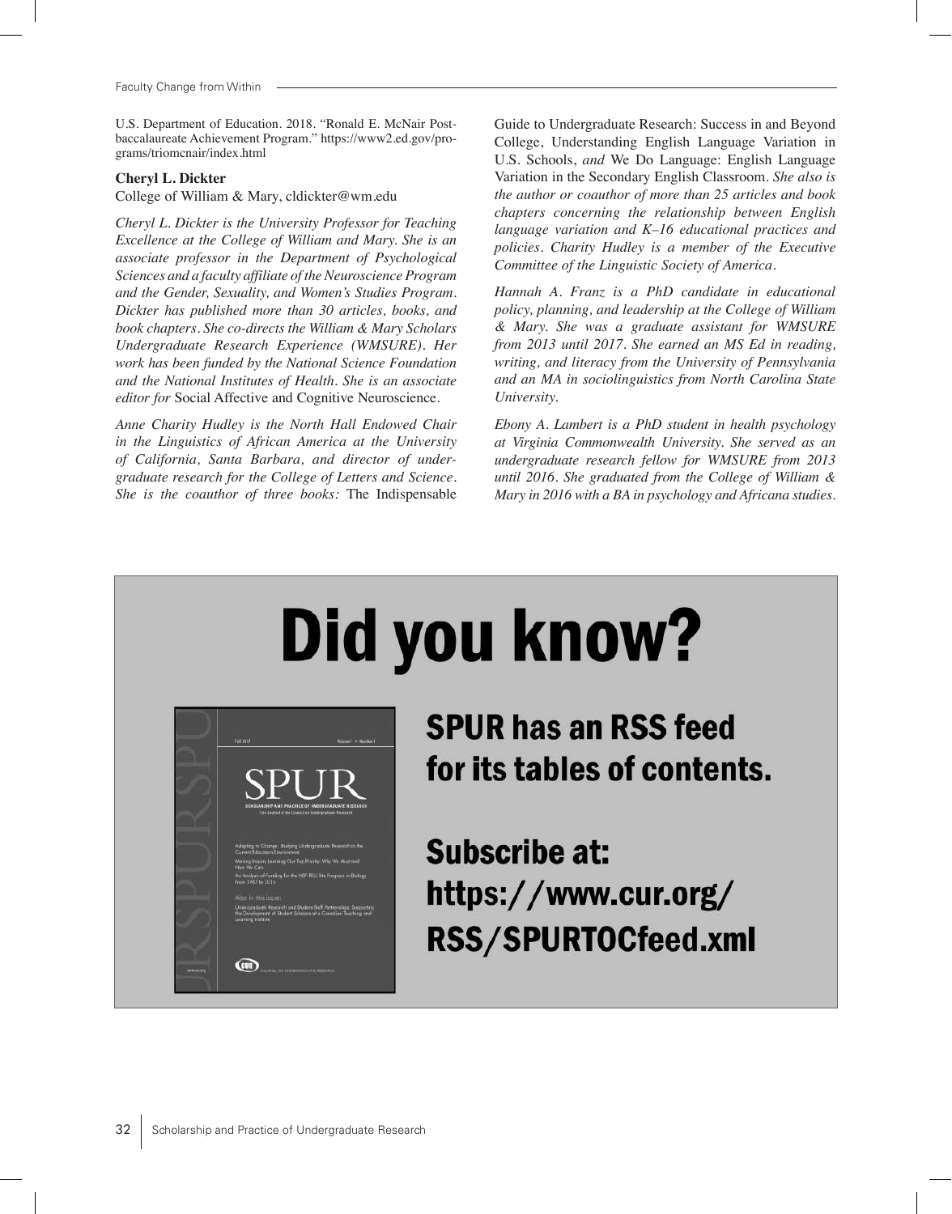U.S. Department of Education. 2018. "Ronald E. McNair Post-baccalaureate Achievement Program." https://www2.ed.gov/programs/triomcnair/index.html

**Cheryl L. Dickter**
College of William & Mary, cldickter@wm.edu

*Cheryl L. Dickter is the University Professor for Teaching Excellence at the College of William and Mary. She is an associate professor in the Department of Psychological Sciences and a faculty affiliate of the Neuroscience Program and the Gender, Sexuality, and Women's Studies Program. Dickter has published more than 30 articles, books, and book chapters. She co-directs the William & Mary Scholars Undergraduate Research Experience (WMSURE). Her work has been funded by the National Science Foundation and the National Institutes of Health. She is an associate editor for* Social Affective and Cognitive Neuroscience.

*Anne Charity Hudley is the North Hall Endowed Chair in the Linguistics of African America at the University of California, Santa Barbara, and director of undergraduate research for the College of Letters and Science. She is the coauthor of three books:* The Indispensable Guide to Undergraduate Research: Success in and Beyond College, Understanding English Language Variation in U.S. Schools, *and* We Do Language: English Language Variation in the Secondary English Classroom. *She also is the author or coauthor of more than 25 articles and book chapters concerning the relationship between English language variation and K–16 educational practices and policies. Charity Hudley is a member of the Executive Committee of the Linguistic Society of America.*

*Hannah A. Franz is a PhD candidate in educational policy, planning, and leadership at the College of William & Mary. She was a graduate assistant for WMSURE from 2013 until 2017. She earned an MS Ed in reading, writing, and literacy from the University of Pennsylvania and an MA in sociolinguistics from North Carolina State University.*

*Ebony A. Lambert is a PhD student in health psychology at Virginia Commonwealth University. She served as an undergraduate research fellow for WMSURE from 2013 until 2016. She graduated from the College of William & Mary in 2016 with a BA in psychology and Africana studies.*

# Did you know?

**SPUR has an RSS feed for its tables of contents.**

**Subscribe at: https://www.cur.org/RSS/SPURTOCfeed.xml**